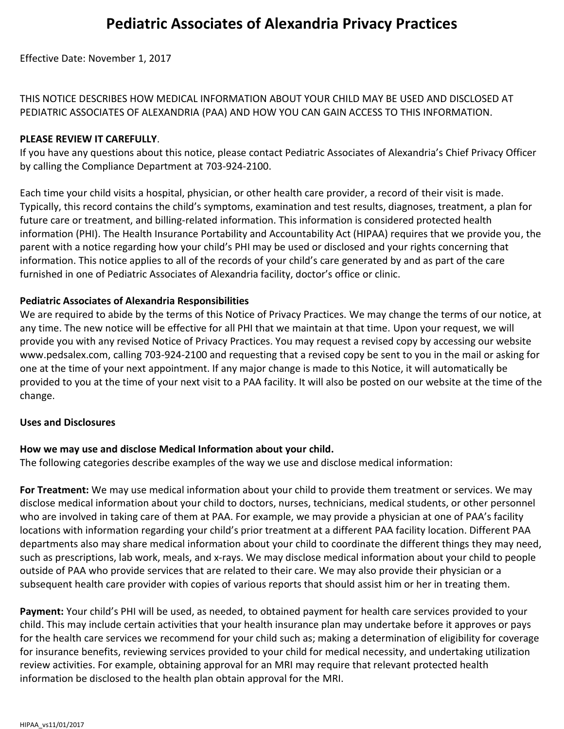# Pediatric Associates of Alexandria Privacy Practices

Effective Date: November 1, 2017

THIS NOTICE DESCRIBES HOW MEDICAL INFORMATION ABOUT YOUR CHILD MAY BE USED AND DISCLOSED AT PEDIATRIC ASSOCIATES OF ALEXANDRIA (PAA) AND HOW YOU CAN GAIN ACCESS TO THIS INFORMATION.

**PLEASE REVIEW IT CAREFULLY**.
If you have any questions about this notice, please contact Pediatric Associates of Alexandria's Chief Privacy Officer by calling the Compliance Department at 703-924-2100.

Each time your child visits a hospital, physician, or other health care provider, a record of their visit is made. Typically, this record contains the child's symptoms, examination and test results, diagnoses, treatment, a plan for future care or treatment, and billing-related information. This information is considered protected health information (PHI). The Health Insurance Portability and Accountability Act (HIPAA) requires that we provide you, the parent with a notice regarding how your child's PHI may be used or disclosed and your rights concerning that information. This notice applies to all of the records of your child's care generated by and as part of the care furnished in one of Pediatric Associates of Alexandria facility, doctor's office or clinic.

**Pediatric Associates of Alexandria Responsibilities**
We are required to abide by the terms of this Notice of Privacy Practices. We may change the terms of our notice, at any time. The new notice will be effective for all PHI that we maintain at that time. Upon your request, we will provide you with any revised Notice of Privacy Practices. You may request a revised copy by accessing our website www.pedsalex.com, calling 703-924-2100 and requesting that a revised copy be sent to you in the mail or asking for one at the time of your next appointment. If any major change is made to this Notice, it will automatically be provided to you at the time of your next visit to a PAA facility. It will also be posted on our website at the time of the change.

**Uses and Disclosures**

**How we may use and disclose Medical Information about your child.**
The following categories describe examples of the way we use and disclose medical information:

**For Treatment:** We may use medical information about your child to provide them treatment or services. We may disclose medical information about your child to doctors, nurses, technicians, medical students, or other personnel who are involved in taking care of them at PAA. For example, we may provide a physician at one of PAA's facility locations with information regarding your child's prior treatment at a different PAA facility location. Different PAA departments also may share medical information about your child to coordinate the different things they may need, such as prescriptions, lab work, meals, and x-rays. We may disclose medical information about your child to people outside of PAA who provide services that are related to their care. We may also provide their physician or a subsequent health care provider with copies of various reports that should assist him or her in treating them.

**Payment:** Your child's PHI will be used, as needed, to obtained payment for health care services provided to your child. This may include certain activities that your health insurance plan may undertake before it approves or pays for the health care services we recommend for your child such as; making a determination of eligibility for coverage for insurance benefits, reviewing services provided to your child for medical necessity, and undertaking utilization review activities. For example, obtaining approval for an MRI may require that relevant protected health information be disclosed to the health plan obtain approval for the MRI.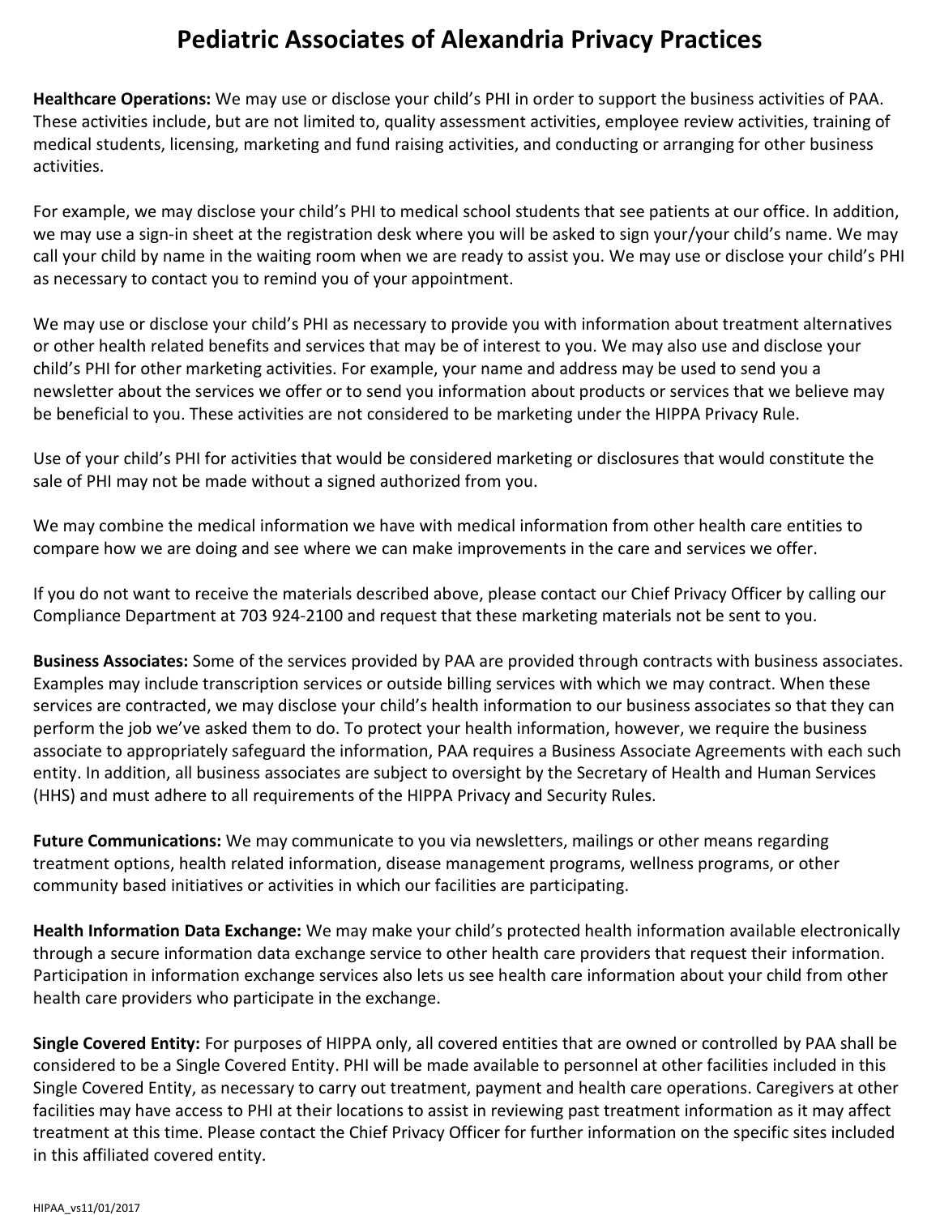# Pediatric Associates of Alexandria Privacy Practices

**Healthcare Operations:** We may use or disclose your child's PHI in order to support the business activities of PAA. These activities include, but are not limited to, quality assessment activities, employee review activities, training of medical students, licensing, marketing and fund raising activities, and conducting or arranging for other business activities.

For example, we may disclose your child's PHI to medical school students that see patients at our office. In addition, we may use a sign-in sheet at the registration desk where you will be asked to sign your/your child's name. We may call your child by name in the waiting room when we are ready to assist you. We may use or disclose your child's PHI as necessary to contact you to remind you of your appointment.

We may use or disclose your child's PHI as necessary to provide you with information about treatment alternatives or other health related benefits and services that may be of interest to you. We may also use and disclose your child's PHI for other marketing activities. For example, your name and address may be used to send you a newsletter about the services we offer or to send you information about products or services that we believe may be beneficial to you. These activities are not considered to be marketing under the HIPPA Privacy Rule.

Use of your child's PHI for activities that would be considered marketing or disclosures that would constitute the sale of PHI may not be made without a signed authorized from you.

We may combine the medical information we have with medical information from other health care entities to compare how we are doing and see where we can make improvements in the care and services we offer.

If you do not want to receive the materials described above, please contact our Chief Privacy Officer by calling our Compliance Department at 703 924-2100 and request that these marketing materials not be sent to you.

**Business Associates:** Some of the services provided by PAA are provided through contracts with business associates. Examples may include transcription services or outside billing services with which we may contract. When these services are contracted, we may disclose your child's health information to our business associates so that they can perform the job we've asked them to do. To protect your health information, however, we require the business associate to appropriately safeguard the information, PAA requires a Business Associate Agreements with each such entity. In addition, all business associates are subject to oversight by the Secretary of Health and Human Services (HHS) and must adhere to all requirements of the HIPPA Privacy and Security Rules.

**Future Communications:** We may communicate to you via newsletters, mailings or other means regarding treatment options, health related information, disease management programs, wellness programs, or other community based initiatives or activities in which our facilities are participating.

**Health Information Data Exchange:** We may make your child's protected health information available electronically through a secure information data exchange service to other health care providers that request their information. Participation in information exchange services also lets us see health care information about your child from other health care providers who participate in the exchange.

**Single Covered Entity:** For purposes of HIPPA only, all covered entities that are owned or controlled by PAA shall be considered to be a Single Covered Entity. PHI will be made available to personnel at other facilities included in this Single Covered Entity, as necessary to carry out treatment, payment and health care operations. Caregivers at other facilities may have access to PHI at their locations to assist in reviewing past treatment information as it may affect treatment at this time. Please contact the Chief Privacy Officer for further information on the specific sites included in this affiliated covered entity.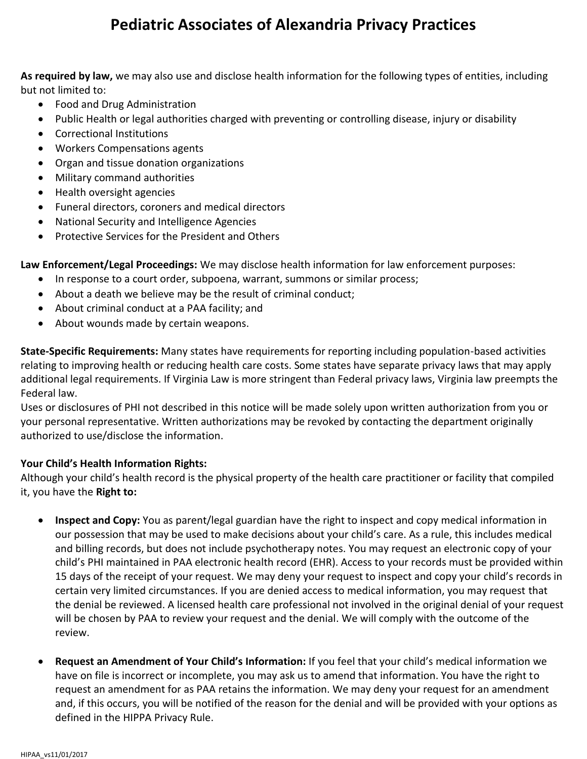# Pediatric Associates of Alexandria Privacy Practices

**As required by law,** we may also use and disclose health information for the following types of entities, including but not limited to:

- Food and Drug Administration
- Public Health or legal authorities charged with preventing or controlling disease, injury or disability
- Correctional Institutions
- Workers Compensations agents
- Organ and tissue donation organizations
- Military command authorities
- Health oversight agencies
- Funeral directors, coroners and medical directors
- National Security and Intelligence Agencies
- Protective Services for the President and Others

**Law Enforcement/Legal Proceedings:** We may disclose health information for law enforcement purposes:

- In response to a court order, subpoena, warrant, summons or similar process;
- About a death we believe may be the result of criminal conduct;
- About criminal conduct at a PAA facility; and
- About wounds made by certain weapons.

**State-Specific Requirements:** Many states have requirements for reporting including population-based activities relating to improving health or reducing health care costs. Some states have separate privacy laws that may apply additional legal requirements. If Virginia Law is more stringent than Federal privacy laws, Virginia law preempts the Federal law.

Uses or disclosures of PHI not described in this notice will be made solely upon written authorization from you or your personal representative. Written authorizations may be revoked by contacting the department originally authorized to use/disclose the information.

**Your Child's Health Information Rights:**

Although your child's health record is the physical property of the health care practitioner or facility that compiled it, you have the **Right to:**

- **Inspect and Copy:** You as parent/legal guardian have the right to inspect and copy medical information in our possession that may be used to make decisions about your child's care. As a rule, this includes medical and billing records, but does not include psychotherapy notes. You may request an electronic copy of your child's PHI maintained in PAA electronic health record (EHR). Access to your records must be provided within 15 days of the receipt of your request. We may deny your request to inspect and copy your child's records in certain very limited circumstances. If you are denied access to medical information, you may request that the denial be reviewed. A licensed health care professional not involved in the original denial of your request will be chosen by PAA to review your request and the denial. We will comply with the outcome of the review.

- **Request an Amendment of Your Child's Information:** If you feel that your child's medical information we have on file is incorrect or incomplete, you may ask us to amend that information. You have the right to request an amendment for as PAA retains the information. We may deny your request for an amendment and, if this occurs, you will be notified of the reason for the denial and will be provided with your options as defined in the HIPPA Privacy Rule.

HIPAA_vs11/01/2017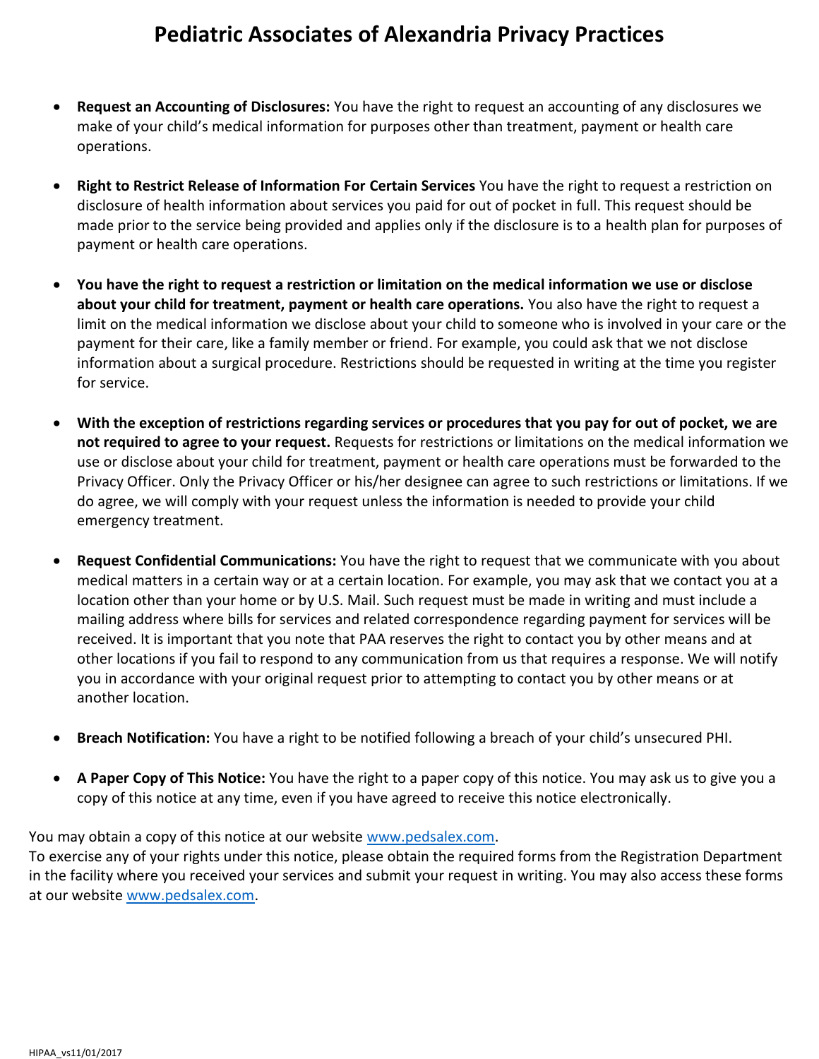# Pediatric Associates of Alexandria Privacy Practices

- **Request an Accounting of Disclosures:** You have the right to request an accounting of any disclosures we make of your child's medical information for purposes other than treatment, payment or health care operations.

- **Right to Restrict Release of Information For Certain Services** You have the right to request a restriction on disclosure of health information about services you paid for out of pocket in full. This request should be made prior to the service being provided and applies only if the disclosure is to a health plan for purposes of payment or health care operations.

- **You have the right to request a restriction or limitation on the medical information we use or disclose about your child for treatment, payment or health care operations.** You also have the right to request a limit on the medical information we disclose about your child to someone who is involved in your care or the payment for their care, like a family member or friend. For example, you could ask that we not disclose information about a surgical procedure. Restrictions should be requested in writing at the time you register for service.

- **With the exception of restrictions regarding services or procedures that you pay for out of pocket, we are not required to agree to your request.** Requests for restrictions or limitations on the medical information we use or disclose about your child for treatment, payment or health care operations must be forwarded to the Privacy Officer. Only the Privacy Officer or his/her designee can agree to such restrictions or limitations. If we do agree, we will comply with your request unless the information is needed to provide your child emergency treatment.

- **Request Confidential Communications:** You have the right to request that we communicate with you about medical matters in a certain way or at a certain location. For example, you may ask that we contact you at a location other than your home or by U.S. Mail. Such request must be made in writing and must include a mailing address where bills for services and related correspondence regarding payment for services will be received. It is important that you note that PAA reserves the right to contact you by other means and at other locations if you fail to respond to any communication from us that requires a response. We will notify you in accordance with your original request prior to attempting to contact you by other means or at another location.

- **Breach Notification:** You have a right to be notified following a breach of your child's unsecured PHI.

- **A Paper Copy of This Notice:** You have the right to a paper copy of this notice. You may ask us to give you a copy of this notice at any time, even if you have agreed to receive this notice electronically.

You may obtain a copy of this notice at our website www.pedsalex.com.
To exercise any of your rights under this notice, please obtain the required forms from the Registration Department in the facility where you received your services and submit your request in writing. You may also access these forms at our website www.pedsalex.com.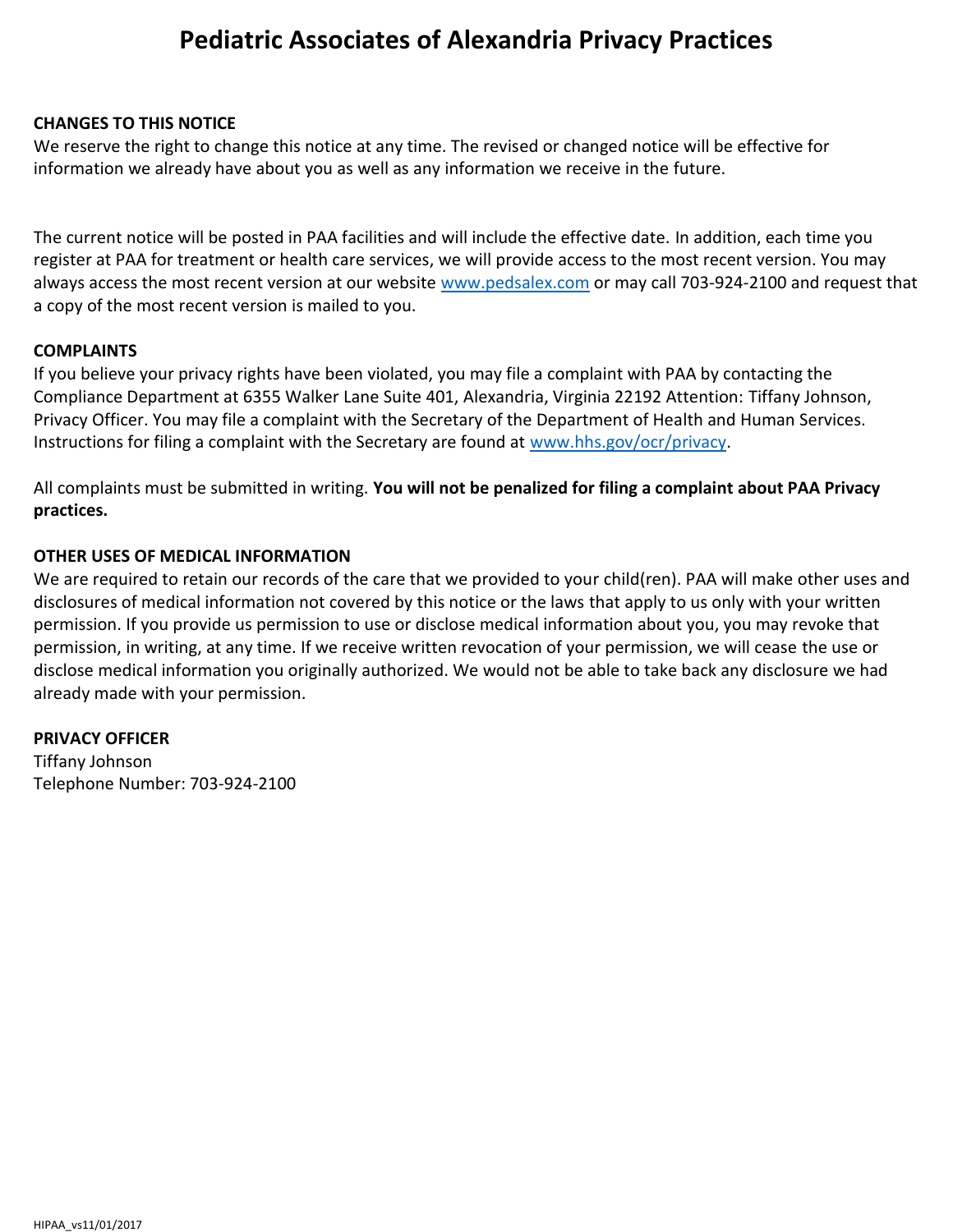# Pediatric Associates of Alexandria Privacy Practices

**CHANGES TO THIS NOTICE**

We reserve the right to change this notice at any time. The revised or changed notice will be effective for information we already have about you as well as any information we receive in the future.

The current notice will be posted in PAA facilities and will include the effective date. In addition, each time you register at PAA for treatment or health care services, we will provide access to the most recent version. You may always access the most recent version at our website www.pedsalex.com or may call 703-924-2100 and request that a copy of the most recent version is mailed to you.

**COMPLAINTS**

If you believe your privacy rights have been violated, you may file a complaint with PAA by contacting the Compliance Department at 6355 Walker Lane Suite 401, Alexandria, Virginia 22192 Attention: Tiffany Johnson, Privacy Officer. You may file a complaint with the Secretary of the Department of Health and Human Services. Instructions for filing a complaint with the Secretary are found at www.hhs.gov/ocr/privacy.

All complaints must be submitted in writing. **You will not be penalized for filing a complaint about PAA Privacy practices.**

**OTHER USES OF MEDICAL INFORMATION**

We are required to retain our records of the care that we provided to your child(ren). PAA will make other uses and disclosures of medical information not covered by this notice or the laws that apply to us only with your written permission. If you provide us permission to use or disclose medical information about you, you may revoke that permission, in writing, at any time. If we receive written revocation of your permission, we will cease the use or disclose medical information you originally authorized. We would not be able to take back any disclosure we had already made with your permission.

**PRIVACY OFFICER**

Tiffany Johnson
Telephone Number: 703-924-2100

HIPAA_vs11/01/2017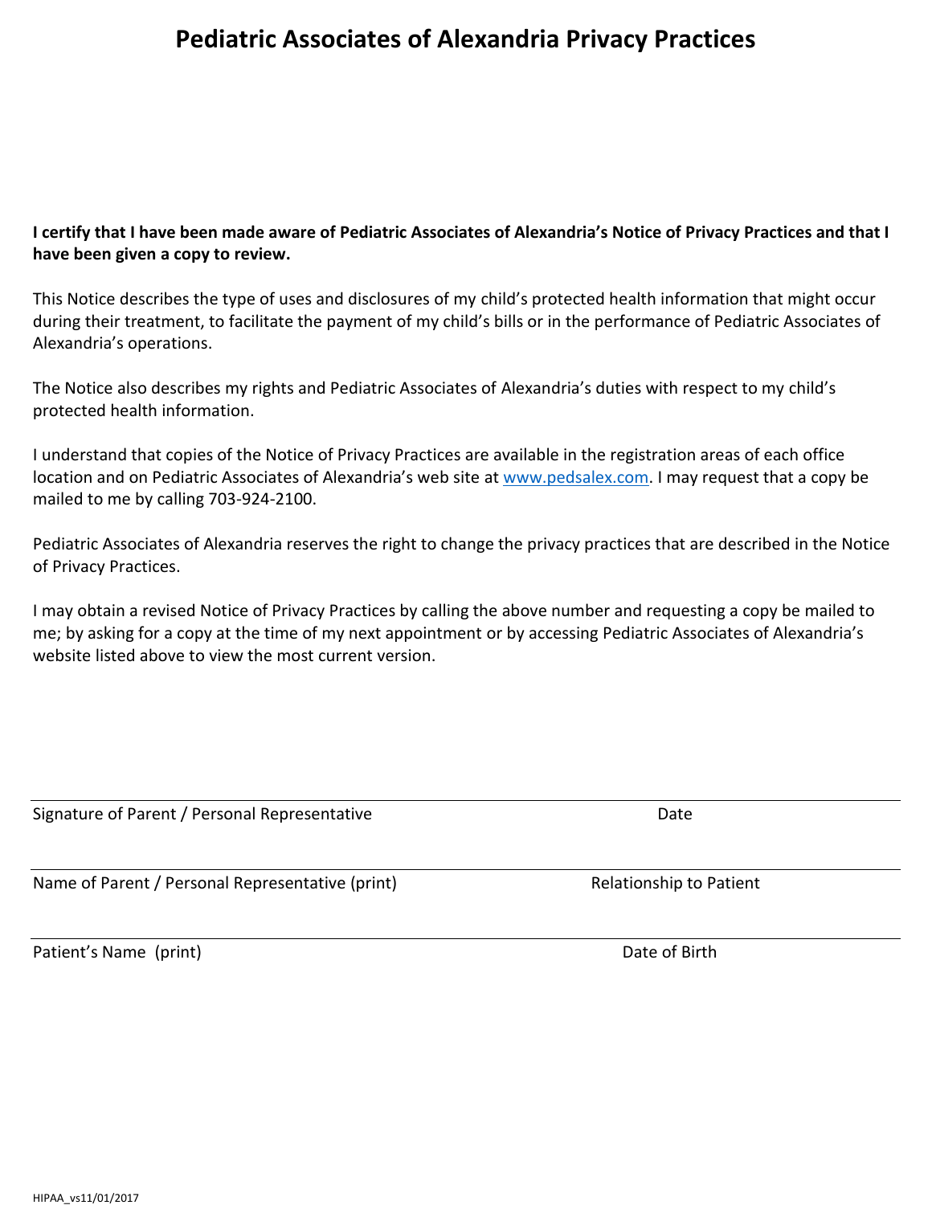# Pediatric Associates of Alexandria Privacy Practices

**I certify that I have been made aware of Pediatric Associates of Alexandria's Notice of Privacy Practices and that I have been given a copy to review.**

This Notice describes the type of uses and disclosures of my child's protected health information that might occur during their treatment, to facilitate the payment of my child's bills or in the performance of Pediatric Associates of Alexandria's operations.

The Notice also describes my rights and Pediatric Associates of Alexandria's duties with respect to my child's protected health information.

I understand that copies of the Notice of Privacy Practices are available in the registration areas of each office location and on Pediatric Associates of Alexandria's web site at www.pedsalex.com. I may request that a copy be mailed to me by calling 703-924-2100.

Pediatric Associates of Alexandria reserves the right to change the privacy practices that are described in the Notice of Privacy Practices.

I may obtain a revised Notice of Privacy Practices by calling the above number and requesting a copy be mailed to me; by asking for a copy at the time of my next appointment or by accessing Pediatric Associates of Alexandria's website listed above to view the most current version.

______________________________________________________________________________
Signature of Parent / Personal Representative                                        Date

______________________________________________________________________________
Name of Parent / Personal Representative (print)                                Relationship to Patient

______________________________________________________________________________
Patient's Name (print)                                                                          Date of Birth

HIPAA_vs11/01/2017